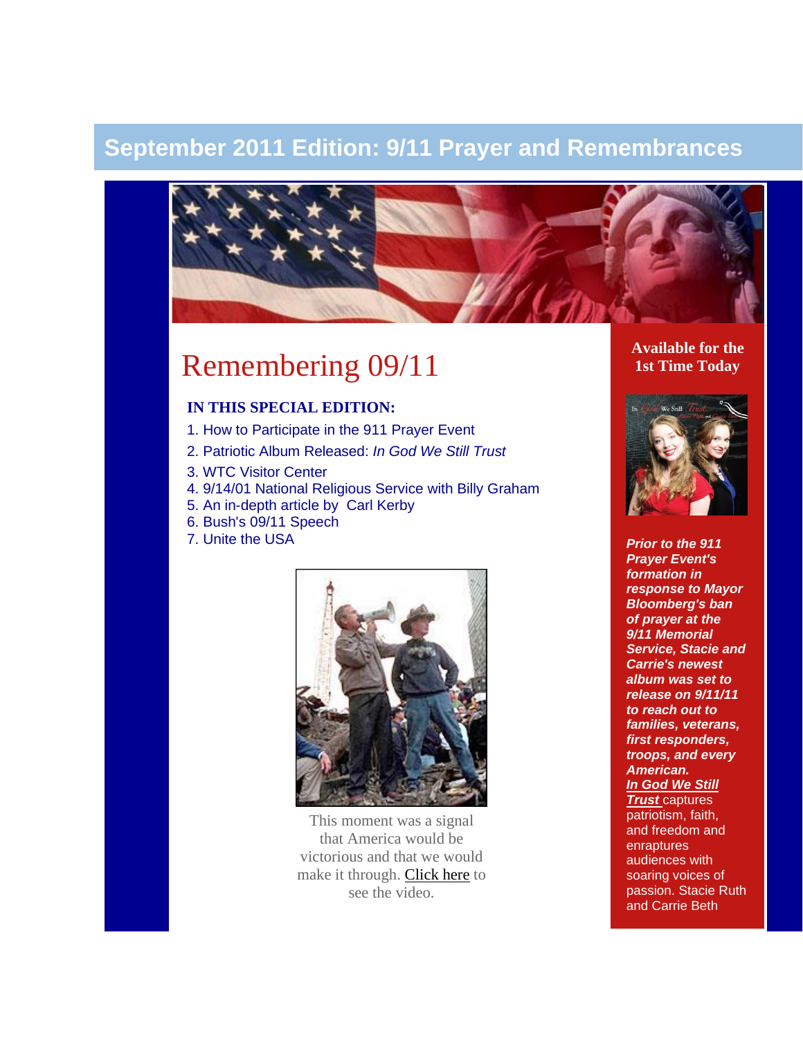# September 2011 Edition: 9/11 Prayer and Remembrances

## Remembering 09/11

**IN THIS SPECIAL EDITION:**

1. How to Participate in the 911 Prayer Event
2. Patriotic Album Released: *In God We Still Trust*
3. WTC Visitor Center
4. 9/14/01 National Religious Service with Billy Graham
5. An in-depth article by Carl Kerby
6. Bush's 09/11 Speech
7. Unite the USA

This moment was a signal that America would be victorious and that we would make it through. Click here to see the video.

**Available for the 1st Time Today**

***Prior to the 911 Prayer Event's formation in response to Mayor Bloomberg's ban of prayer at the 9/11 Memorial Service, Stacie and Carrie's newest album was set to release on 9/11/11 to reach out to families, veterans, first responders, troops, and every American.***

***In God We Still Trust*** captures patriotism, faith, and freedom and enraptures audiences with soaring voices of passion. Stacie Ruth and Carrie Beth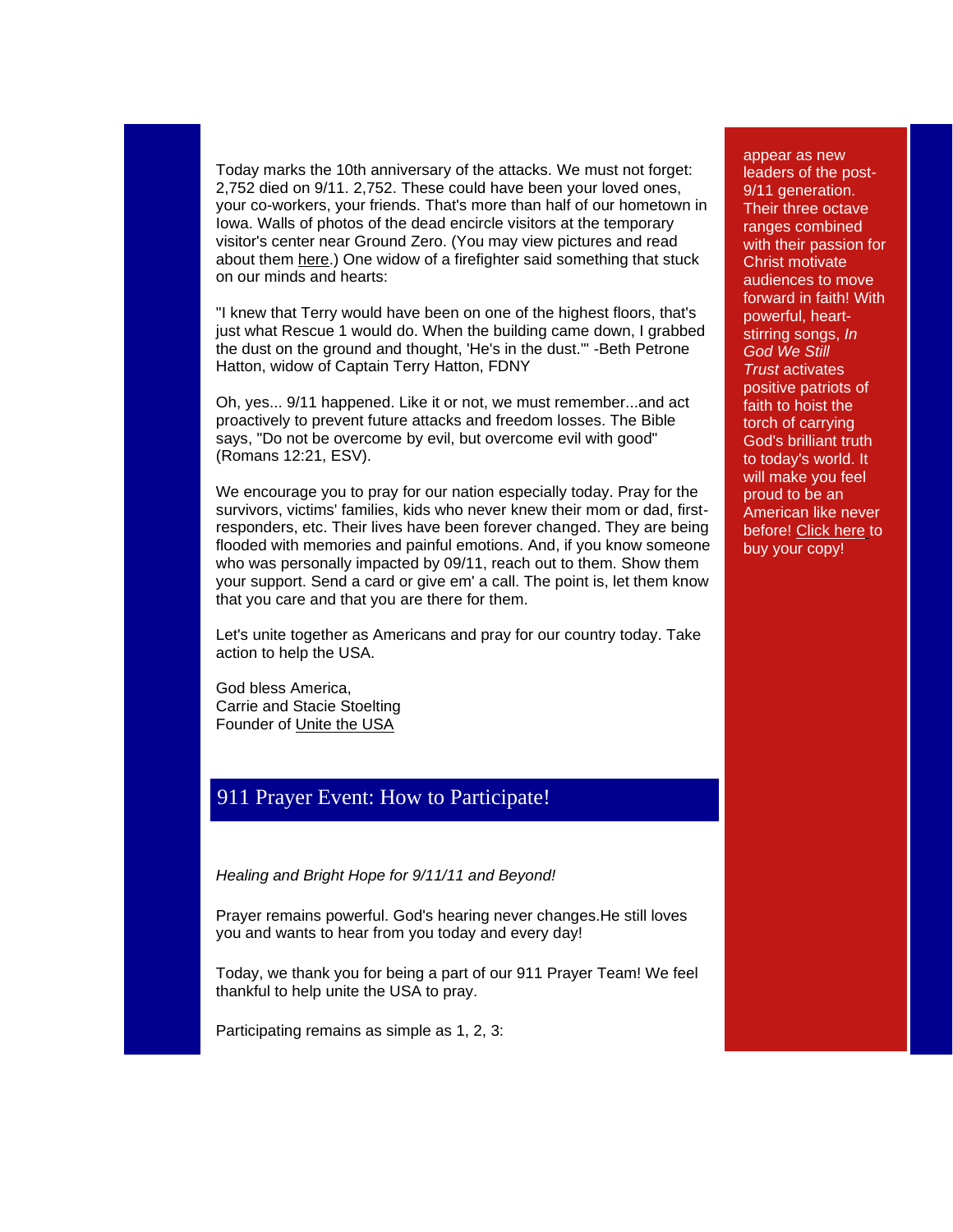Today marks the 10th anniversary of the attacks. We must not forget: 2,752 died on 9/11. 2,752. These could have been your loved ones, your co-workers, your friends. That's more than half of our hometown in Iowa. Walls of photos of the dead encircle visitors at the temporary visitor's center near Ground Zero. (You may view pictures and read about them here.) One widow of a firefighter said something that stuck on our minds and hearts:

"I knew that Terry would have been on one of the highest floors, that's just what Rescue 1 would do. When the building came down, I grabbed the dust on the ground and thought, 'He's in the dust.'" -Beth Petrone Hatton, widow of Captain Terry Hatton, FDNY

Oh, yes... 9/11 happened. Like it or not, we must remember...and act proactively to prevent future attacks and freedom losses. The Bible says, "Do not be overcome by evil, but overcome evil with good" (Romans 12:21, ESV).

We encourage you to pray for our nation especially today. Pray for the survivors, victims' families, kids who never knew their mom or dad, first-responders, etc. Their lives have been forever changed. They are being flooded with memories and painful emotions. And, if you know someone who was personally impacted by 09/11, reach out to them. Show them your support. Send a card or give em' a call. The point is, let them know that you care and that you are there for them.

Let's unite together as Americans and pray for our country today. Take action to help the USA.

God bless America,
Carrie and Stacie Stoelting
Founder of Unite the USA

## 911 Prayer Event: How to Participate!

*Healing and Bright Hope for 9/11/11 and Beyond!*

Prayer remains powerful. God's hearing never changes.He still loves you and wants to hear from you today and every day!

Today, we thank you for being a part of our 911 Prayer Team! We feel thankful to help unite the USA to pray.

Participating remains as simple as 1, 2, 3:

appear as new leaders of the post-9/11 generation. Their three octave ranges combined with their passion for Christ motivate audiences to move forward in faith! With powerful, heart-stirring songs, *In God We Still Trust* activates positive patriots of faith to hoist the torch of carrying God's brilliant truth to today's world. It will make you feel proud to be an American like never before! Click here to buy your copy!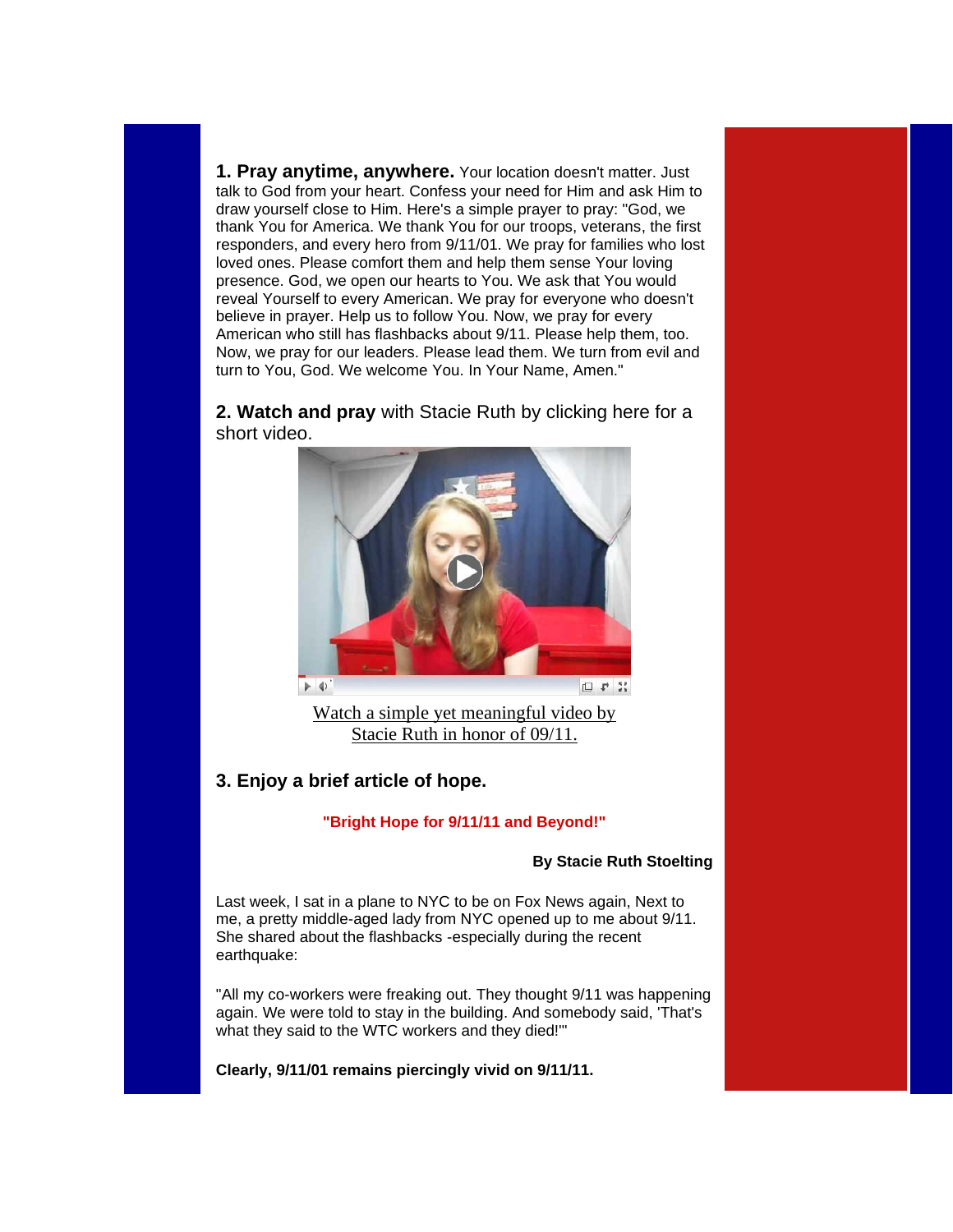**1. Pray anytime, anywhere.** Your location doesn't matter. Just talk to God from your heart. Confess your need for Him and ask Him to draw yourself close to Him. Here's a simple prayer to pray: "God, we thank You for America. We thank You for our troops, veterans, the first responders, and every hero from 9/11/01. We pray for families who lost loved ones. Please comfort them and help them sense Your loving presence. God, we open our hearts to You. We ask that You would reveal Yourself to every American. We pray for everyone who doesn't believe in prayer. Help us to follow You. Now, we pray for every American who still has flashbacks about 9/11. Please help them, too. Now, we pray for our leaders. Please lead them. We turn from evil and turn to You, God. We welcome You. In Your Name, Amen."

**2. Watch and pray** with Stacie Ruth by clicking here for a short video.

Watch a simple yet meaningful video by Stacie Ruth in honor of 09/11.

**3. Enjoy a brief article of hope.**

**"Bright Hope for 9/11/11 and Beyond!"**

**By Stacie Ruth Stoelting**

Last week, I sat in a plane to NYC to be on Fox News again, Next to me, a pretty middle-aged lady from NYC opened up to me about 9/11. She shared about the flashbacks -especially during the recent earthquake:

"All my co-workers were freaking out. They thought 9/11 was happening again. We were told to stay in the building. And somebody said, 'That's what they said to the WTC workers and they died!'"

**Clearly, 9/11/01 remains piercingly vivid on 9/11/11.**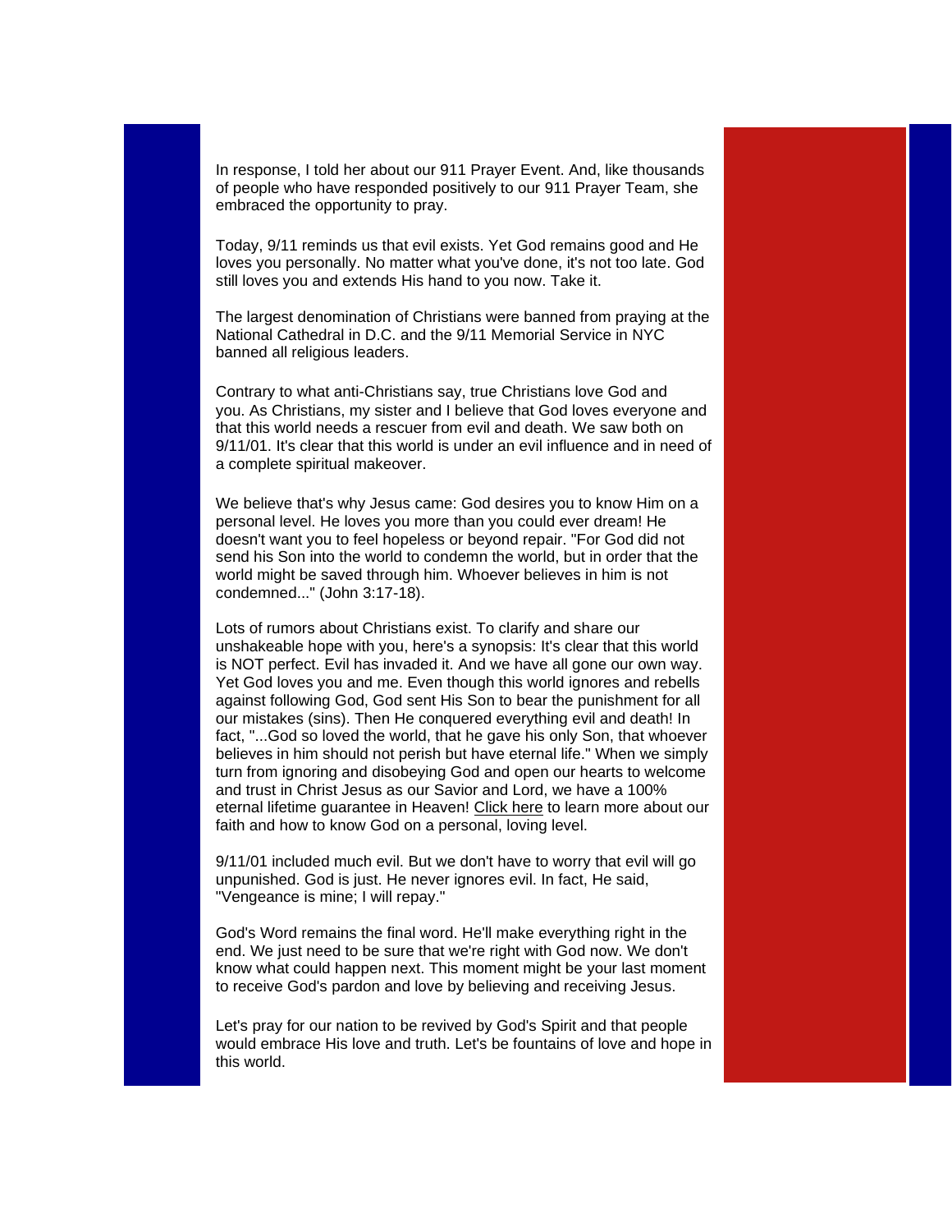In response, I told her about our 911 Prayer Event. And, like thousands of people who have responded positively to our 911 Prayer Team, she embraced the opportunity to pray.

Today, 9/11 reminds us that evil exists. Yet God remains good and He loves you personally. No matter what you've done, it's not too late. God still loves you and extends His hand to you now. Take it.

The largest denomination of Christians were banned from praying at the National Cathedral in D.C. and the 9/11 Memorial Service in NYC banned all religious leaders.

Contrary to what anti-Christians say, true Christians love God and you. As Christians, my sister and I believe that God loves everyone and that this world needs a rescuer from evil and death. We saw both on 9/11/01. It's clear that this world is under an evil influence and in need of a complete spiritual makeover.

We believe that's why Jesus came: God desires you to know Him on a personal level. He loves you more than you could ever dream! He doesn't want you to feel hopeless or beyond repair. "For God did not send his Son into the world to condemn the world, but in order that the world might be saved through him. Whoever believes in him is not condemned..." (John 3:17-18).

Lots of rumors about Christians exist. To clarify and share our unshakeable hope with you, here's a synopsis: It's clear that this world is NOT perfect. Evil has invaded it. And we have all gone our own way. Yet God loves you and me. Even though this world ignores and rebells against following God, God sent His Son to bear the punishment for all our mistakes (sins). Then He conquered everything evil and death! In fact, "...God so loved the world, that he gave his only Son, that whoever believes in him should not perish but have eternal life." When we simply turn from ignoring and disobeying God and open our hearts to welcome and trust in Christ Jesus as our Savior and Lord, we have a 100% eternal lifetime guarantee in Heaven! Click here to learn more about our faith and how to know God on a personal, loving level.

9/11/01 included much evil. But we don't have to worry that evil will go unpunished. God is just. He never ignores evil. In fact, He said, "Vengeance is mine; I will repay."

God's Word remains the final word. He'll make everything right in the end. We just need to be sure that we're right with God now. We don't know what could happen next. This moment might be your last moment to receive God's pardon and love by believing and receiving Jesus.

Let's pray for our nation to be revived by God's Spirit and that people would embrace His love and truth. Let's be fountains of love and hope in this world.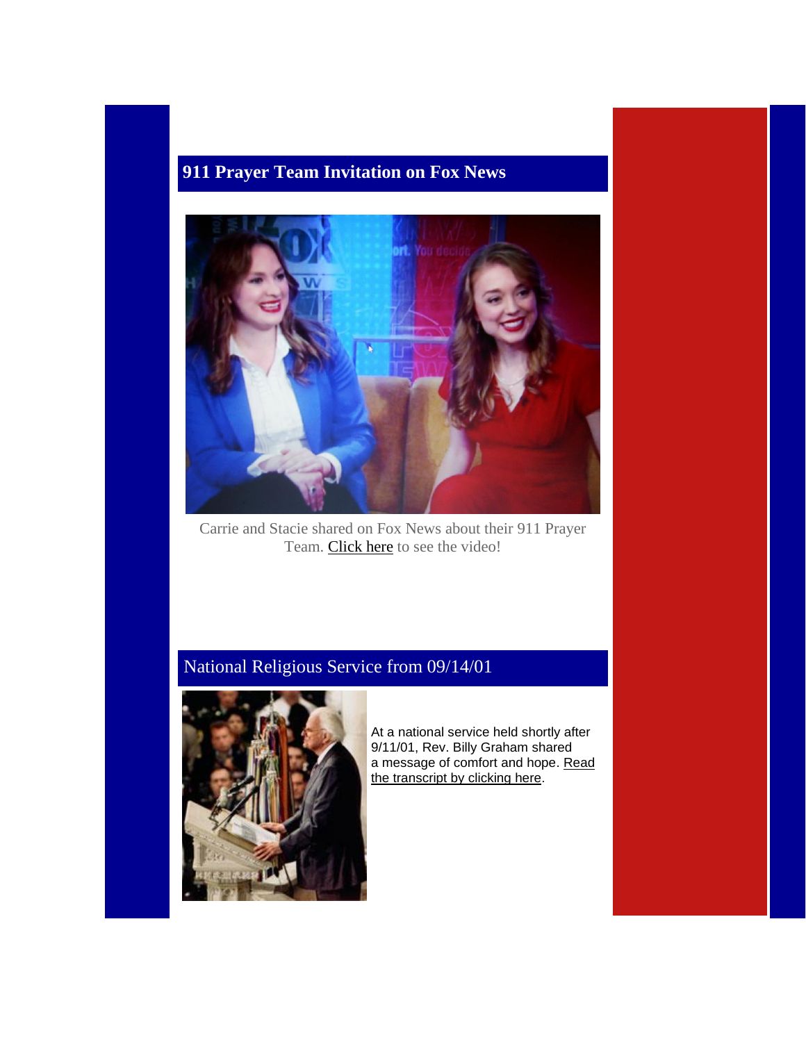## 911 Prayer Team Invitation on Fox News

Carrie and Stacie shared on Fox News about their 911 Prayer Team. Click here to see the video!

## National Religious Service from 09/14/01

At a national service held shortly after 9/11/01, Rev. Billy Graham shared a message of comfort and hope. Read the transcript by clicking here.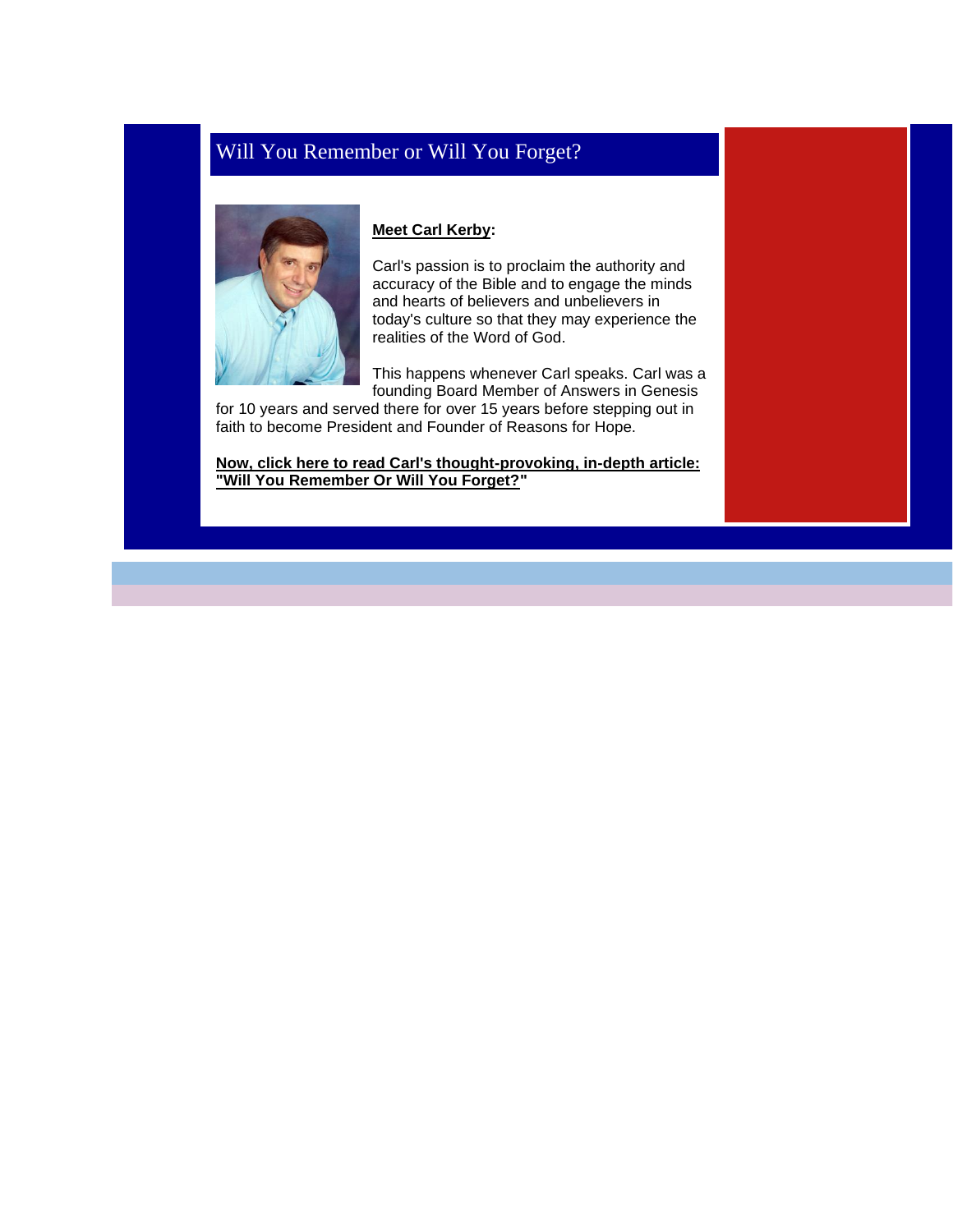# Will You Remember or Will You Forget?

**Meet Carl Kerby:**

Carl's passion is to proclaim the authority and accuracy of the Bible and to engage the minds and hearts of believers and unbelievers in today's culture so that they may experience the realities of the Word of God.

This happens whenever Carl speaks. Carl was a founding Board Member of Answers in Genesis for 10 years and served there for over 15 years before stepping out in faith to become President and Founder of Reasons for Hope.

**Now, click here to read Carl's thought-provoking, in-depth article: "Will You Remember Or Will You Forget?"**